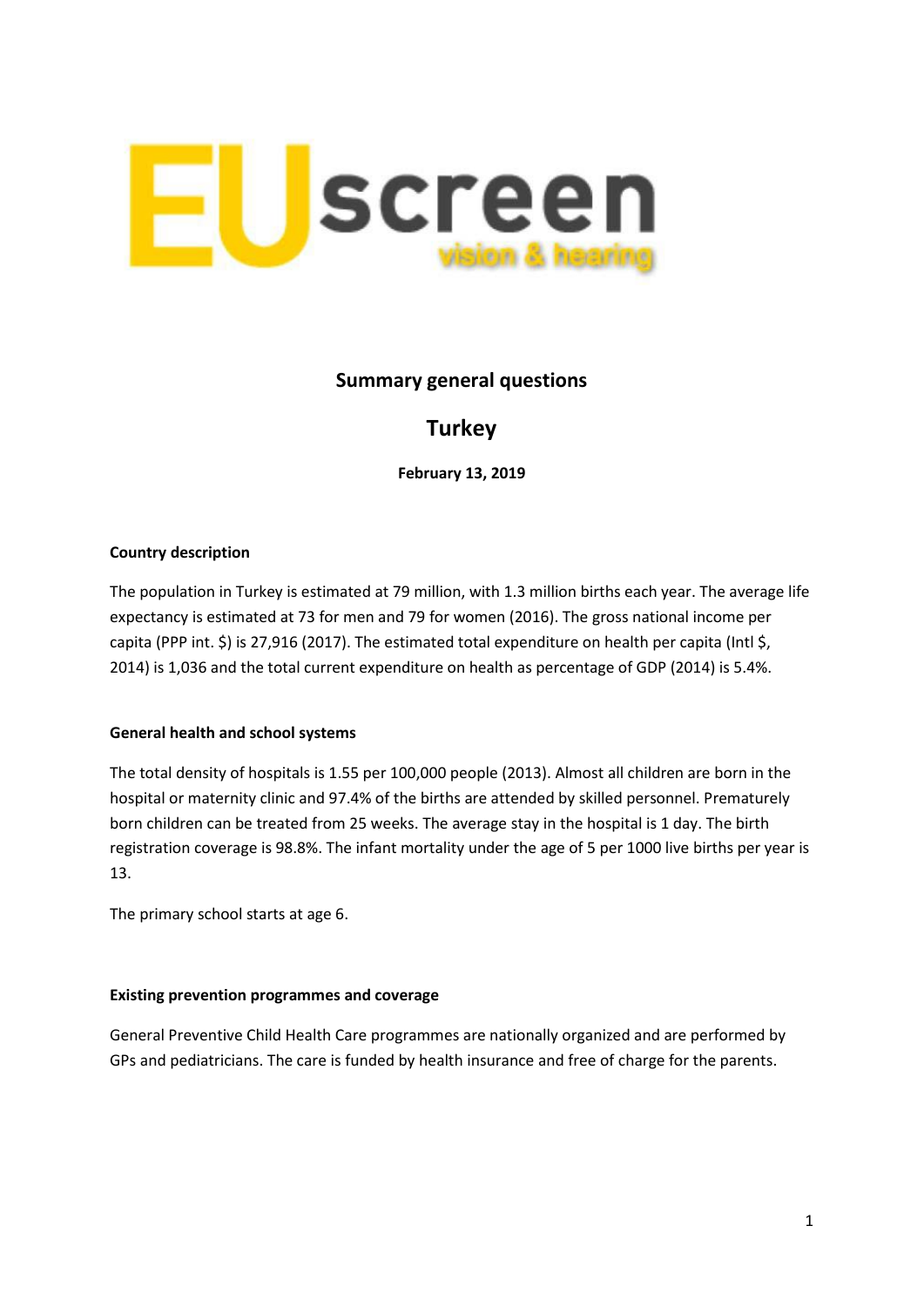# Summary general questions

## Turkey

**February 13, 2019**

### Country description

The population in Turkey is estimated at 79 million, with 1.3 million births each year. The average life expectancy is estimated at 73 for men and 79 for women (2016). The gross national income per capita (PPP int. $) is 27,916 (2017). The estimated total expenditure on health per capita (Intl $, 2014) is 1,036 and the total current expenditure on health as percentage of GDP (2014) is 5.4%.

### General health and school systems

The total density of hospitals is 1.55 per 100,000 people (2013). Almost all children are born in the hospital or maternity clinic and 97.4% of the births are attended by skilled personnel. Prematurely born children can be treated from 25 weeks. The average stay in the hospital is 1 day. The birth registration coverage is 98.8%. The infant mortality under the age of 5 per 1000 live births per year is 13.

The primary school starts at age 6.

### Existing prevention programmes and coverage

General Preventive Child Health Care programmes are nationally organized and are performed by GPs and pediatricians. The care is funded by health insurance and free of charge for the parents.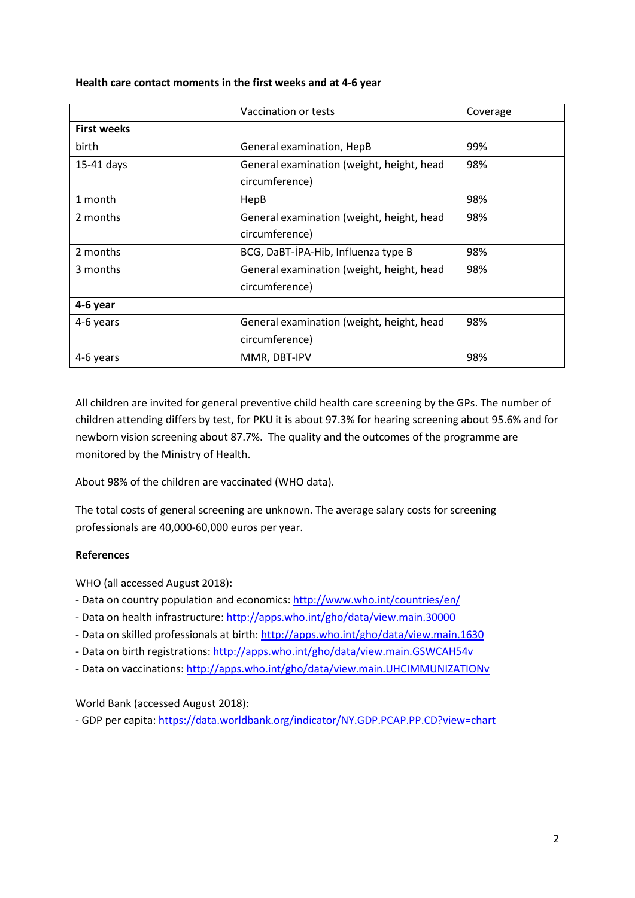**Health care contact moments in the first weeks and at 4-6 year**

| | Vaccination or tests | Coverage |
|---|---|---|
| **First weeks** | | |
| birth | General examination, HepB | 99% |
| 15-41 days | General examination (weight, height, head circumference) | 98% |
| 1 month | HepB | 98% |
| 2 months | General examination (weight, height, head circumference) | 98% |
| 2 months | BCG, DaBT-İPA-Hib, Influenza type B | 98% |
| 3 months | General examination (weight, height, head circumference) | 98% |
| **4-6 year** | | |
| 4-6 years | General examination (weight, height, head circumference) | 98% |
| 4-6 years | MMR, DBT-IPV | 98% |

All children are invited for general preventive child health care screening by the GPs. The number of children attending differs by test, for PKU it is about 97.3% for hearing screening about 95.6% and for newborn vision screening about 87.7%. The quality and the outcomes of the programme are monitored by the Ministry of Health.

About 98% of the children are vaccinated (WHO data).

The total costs of general screening are unknown. The average salary costs for screening professionals are 40,000-60,000 euros per year.

**References**

WHO (all accessed August 2018):
- Data on country population and economics: http://www.who.int/countries/en/
- Data on health infrastructure: http://apps.who.int/gho/data/view.main.30000
- Data on skilled professionals at birth: http://apps.who.int/gho/data/view.main.1630
- Data on birth registrations: http://apps.who.int/gho/data/view.main.GSWCAH54v
- Data on vaccinations: http://apps.who.int/gho/data/view.main.UHCIMMUNIZATIONv

World Bank (accessed August 2018):
- GDP per capita: https://data.worldbank.org/indicator/NY.GDP.PCAP.PP.CD?view=chart